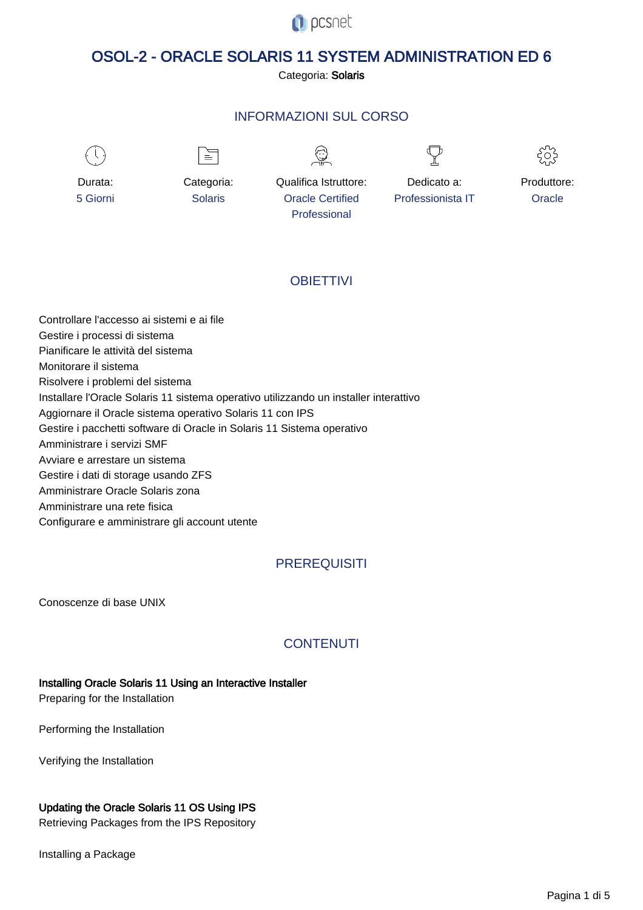# OSOL-2 - ORACLE SOLARIS 11 SYSTEM ADMINISTRATION ED 6

Categoria: **Solaris**

## INFORMAZIONI SUL CORSO

| Durata: | Categoria: | Qualifica Istruttore: | Dedicato a: | Produttore: |
| --- | --- | --- | --- | --- |
| 5 Giorni | Solaris | Oracle Certified Professional | Professionista IT | Oracle |

## OBIETTIVI

Controllare l'accesso ai sistemi e ai file
Gestire i processi di sistema
Pianificare le attività del sistema
Monitorare il sistema
Risolvere i problemi del sistema
Installare l'Oracle Solaris 11 sistema operativo utilizzando un installer interattivo
Aggiornare il Oracle sistema operativo Solaris 11 con IPS
Gestire i pacchetti software di Oracle in Solaris 11 Sistema operativo
Amministrare i servizi SMF
Avviare e arrestare un sistema
Gestire i dati di storage usando ZFS
Amministrare Oracle Solaris zona
Amministrare una rete fisica
Configurare e amministrare gli account utente

## PREREQUISITI

Conoscenze di base UNIX

## CONTENUTI

**Installing Oracle Solaris 11 Using an Interactive Installer**
Preparing for the Installation

Performing the Installation

Verifying the Installation

**Updating the Oracle Solaris 11 OS Using IPS**
Retrieving Packages from the IPS Repository

Installing a Package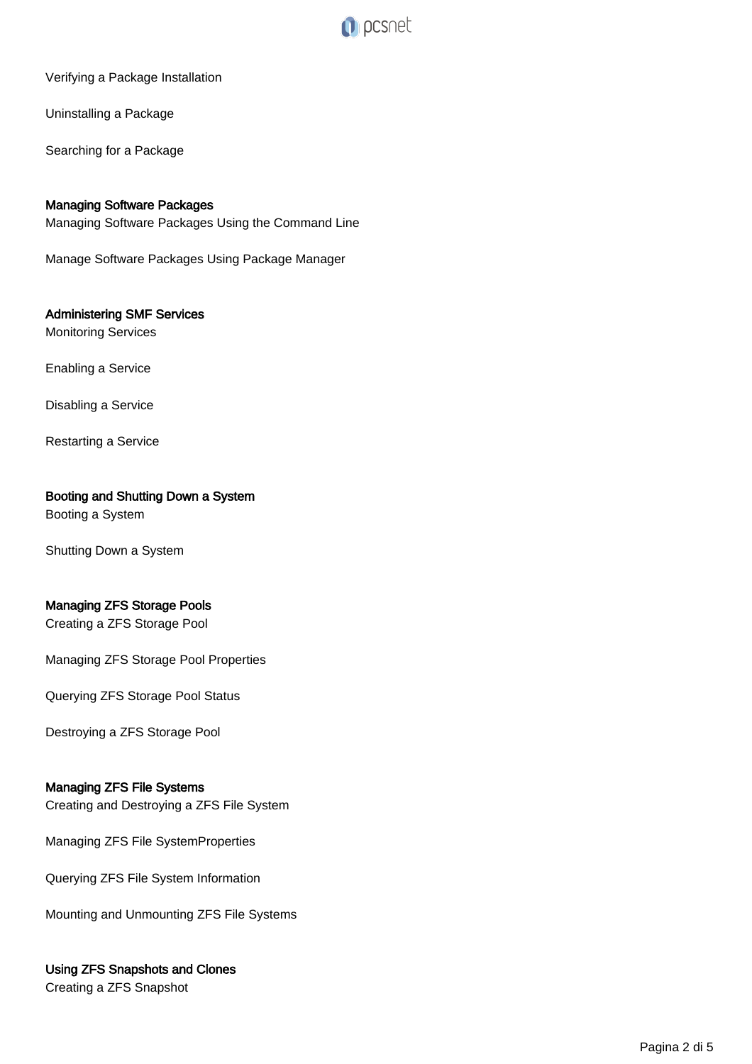Verifying a Package Installation

Uninstalling a Package

Searching for a Package

**Managing Software Packages**

Managing Software Packages Using the Command Line

Manage Software Packages Using Package Manager

**Administering SMF Services**

Monitoring Services

Enabling a Service

Disabling a Service

Restarting a Service

**Booting and Shutting Down a System**

Booting a System

Shutting Down a System

**Managing ZFS Storage Pools**

Creating a ZFS Storage Pool

Managing ZFS Storage Pool Properties

Querying ZFS Storage Pool Status

Destroying a ZFS Storage Pool

**Managing ZFS File Systems**

Creating and Destroying a ZFS File System

Managing ZFS File SystemProperties

Querying ZFS File System Information

Mounting and Unmounting ZFS File Systems

**Using ZFS Snapshots and Clones**

Creating a ZFS Snapshot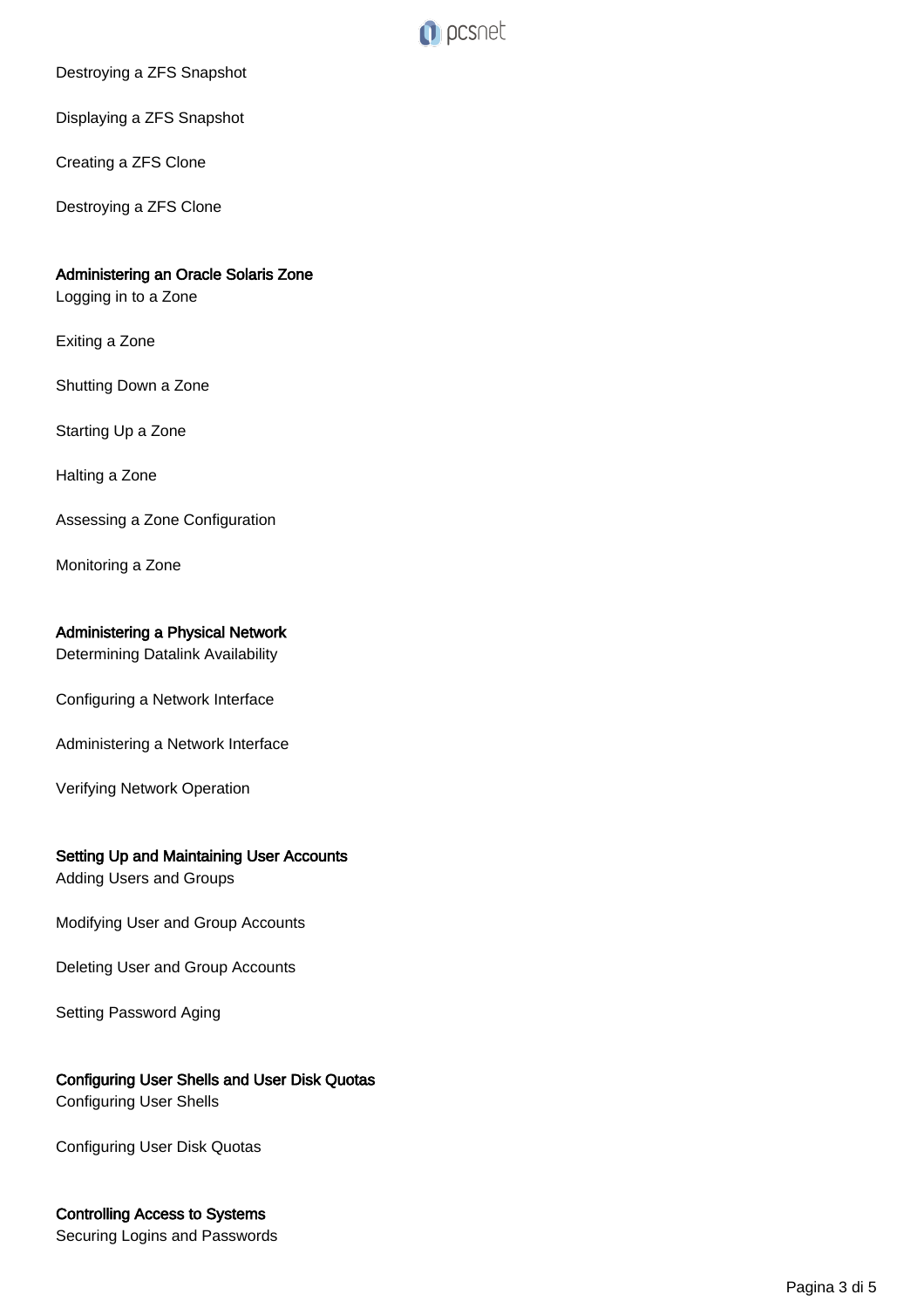Destroying a ZFS Snapshot

Displaying a ZFS Snapshot

Creating a ZFS Clone

Destroying a ZFS Clone

**Administering an Oracle Solaris Zone**

Logging in to a Zone

Exiting a Zone

Shutting Down a Zone

Starting Up a Zone

Halting a Zone

Assessing a Zone Configuration

Monitoring a Zone

**Administering a Physical Network**

Determining Datalink Availability

Configuring a Network Interface

Administering a Network Interface

Verifying Network Operation

**Setting Up and Maintaining User Accounts**

Adding Users and Groups

Modifying User and Group Accounts

Deleting User and Group Accounts

Setting Password Aging

**Configuring User Shells and User Disk Quotas**

Configuring User Shells

Configuring User Disk Quotas

**Controlling Access to Systems**

Securing Logins and Passwords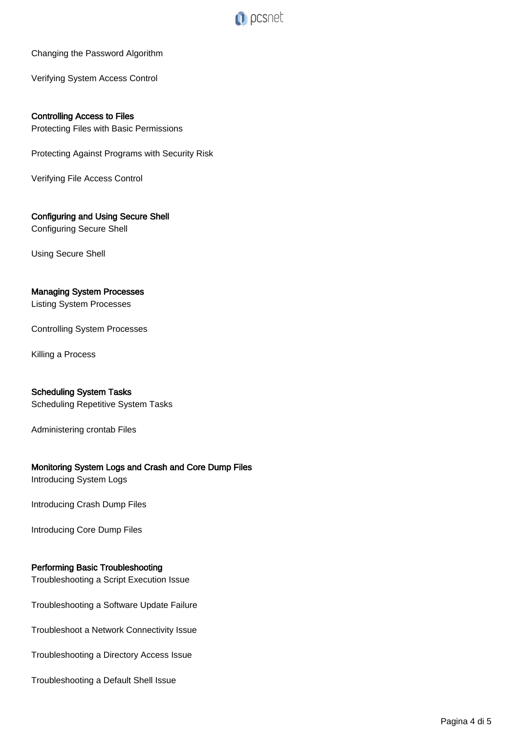Changing the Password Algorithm

Verifying System Access Control

**Controlling Access to Files**

Protecting Files with Basic Permissions

Protecting Against Programs with Security Risk

Verifying File Access Control

**Configuring and Using Secure Shell**

Configuring Secure Shell

Using Secure Shell

**Managing System Processes**

Listing System Processes

Controlling System Processes

Killing a Process

**Scheduling System Tasks**

Scheduling Repetitive System Tasks

Administering crontab Files

**Monitoring System Logs and Crash and Core Dump Files**

Introducing System Logs

Introducing Crash Dump Files

Introducing Core Dump Files

**Performing Basic Troubleshooting**

Troubleshooting a Script Execution Issue

Troubleshooting a Software Update Failure

Troubleshoot a Network Connectivity Issue

Troubleshooting a Directory Access Issue

Troubleshooting a Default Shell Issue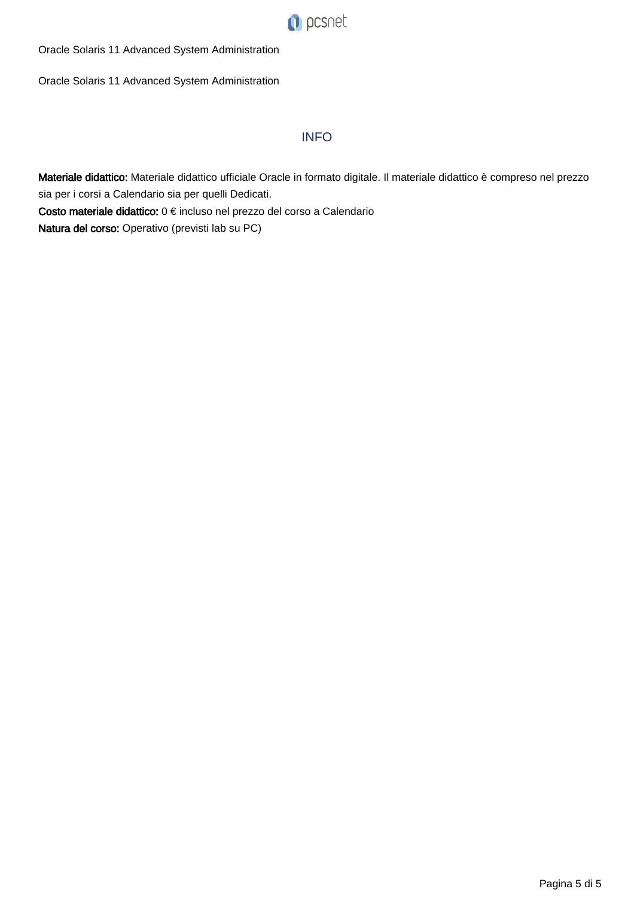Oracle Solaris 11 Advanced System Administration

Oracle Solaris 11 Advanced System Administration

## INFO

**Materiale didattico:** Materiale didattico ufficiale Oracle in formato digitale. Il materiale didattico è compreso nel prezzo sia per i corsi a Calendario sia per quelli Dedicati.
**Costo materiale didattico:** 0 € incluso nel prezzo del corso a Calendario
**Natura del corso:** Operativo (previsti lab su PC)